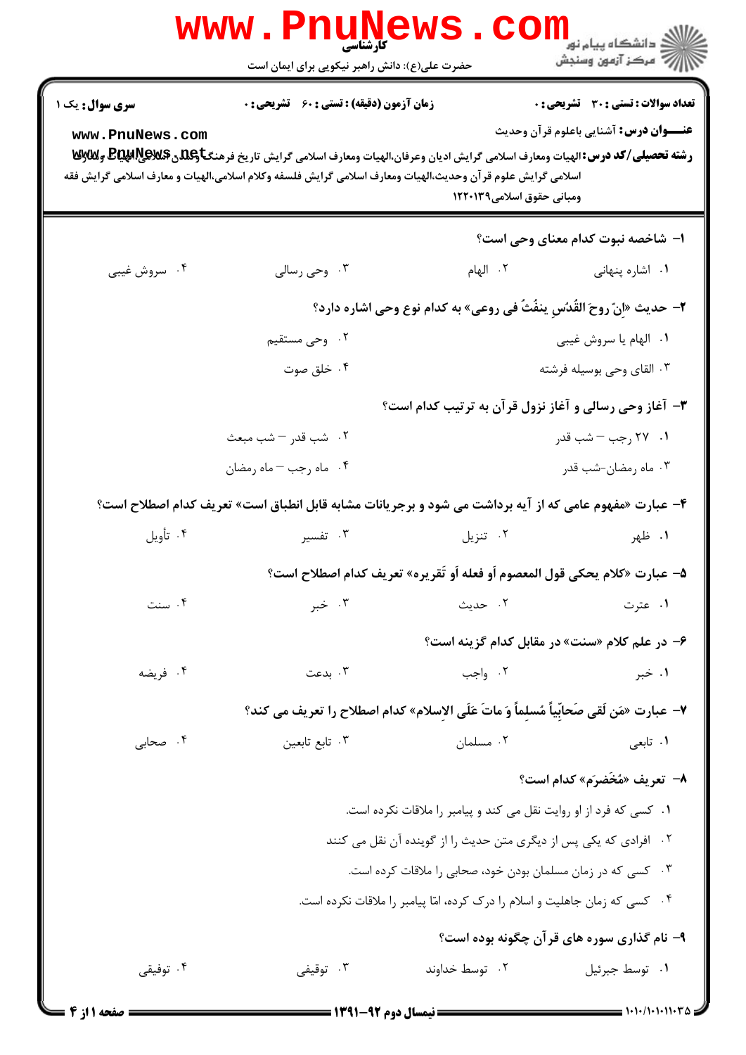**سری سوال:** یک ۱ | **زمان آزمون (دقیقه) : تستی : ۶۰ تشریحی : ۰** | **تعداد سوالات : تستی : ۳۰ تشریحی : ۰**

**عنــــوان درس:** آشنایی باعلوم قرآن وحدیث

**رشته تحصیلی/کد درس:** الهیات ومعارف اسلامی گرایش ادیان وعرفان،الهیات ومعارف اسلامی گرایش تاریخ فرهنگ وتمدن اسلامی،الهیات ومعارف اسلامی گرایش علوم قرآن وحدیث،الهیات ومعارف اسلامی گرایش فلسفه وکلام اسلامی،الهیات و معارف اسلامی گرایش فقه ومبانی حقوق اسلامی۱۲۲۰۱۳۹

۱- شاخصه نبوت کدام معنای وحی است؟

۱. اشاره پنهانی
۲. الهام
۳. وحی رسالی
۴. سروش غیبی

۲- حدیث «اِنّ روحَ القُدُسِ ینفُثُ فی روعی» به کدام نوع وحی اشاره دارد؟

۱. الهام یا سروش غیبی
۲. وحی مستقیم
۳. القای وحی بوسیله فرشته
۴. خلق صوت

۳- آغاز وحی رسالی و آغاز نزول قرآن به ترتیب کدام است؟

۱. ۲۷ رجب – شب قدر
۲. شب قدر – شب مبعث
۳. ماه رمضان-شب قدر
۴. ماه رجب – ماه رمضان

۴- عبارت «مفهوم عامی که از آیه برداشت می شود و برجریانات مشابه قابل انطباق است» تعریف کدام اصطلاح است؟

۱. ظهر
۲. تنزیل
۳. تفسیر
۴. تأویل

۵- عبارت «کلام یحکی قول المعصوم اَو فعله اَو تَقریره» تعریف کدام اصطلاح است؟

۱. عترت
۲. حدیث
۳. خبر
۴. سنت

۶- در علم کلام «سنت» در مقابل کدام گزینه است؟

۱. خبر
۲. واجب
۳. بدعت
۴. فریضه

۷- عبارت «مَن لَقی صَحابِیاً مُسلِماً وَ ماتَ عَلَی الاِسلام» کدام اصطلاح را تعریف می کند؟

۱. تابعی
۲. مسلمان
۳. تابع تابعین
۴. صحابی

۸- تعریف «مُخَضرَم» کدام است؟

۱. کسی که فرد از او روایت نقل می کند و پیامبر را ملاقات نکرده است.
۲. افرادی که یکی پس از دیگری متن حدیث را از گوینده آن نقل می کنند
۳. کسی که در زمان مسلمان بودن خود، صحابی را ملاقات کرده است.
۴. کسی که زمان جاهلیت و اسلام را درک کرده، امّا پیامبر را ملاقات نکرده است.

۹- نام گذاری سوره های قرآن چگونه بوده است؟

۱. توسط جبرئیل
۲. توسط خداوند
۳. توقیفی
۴. توفیقی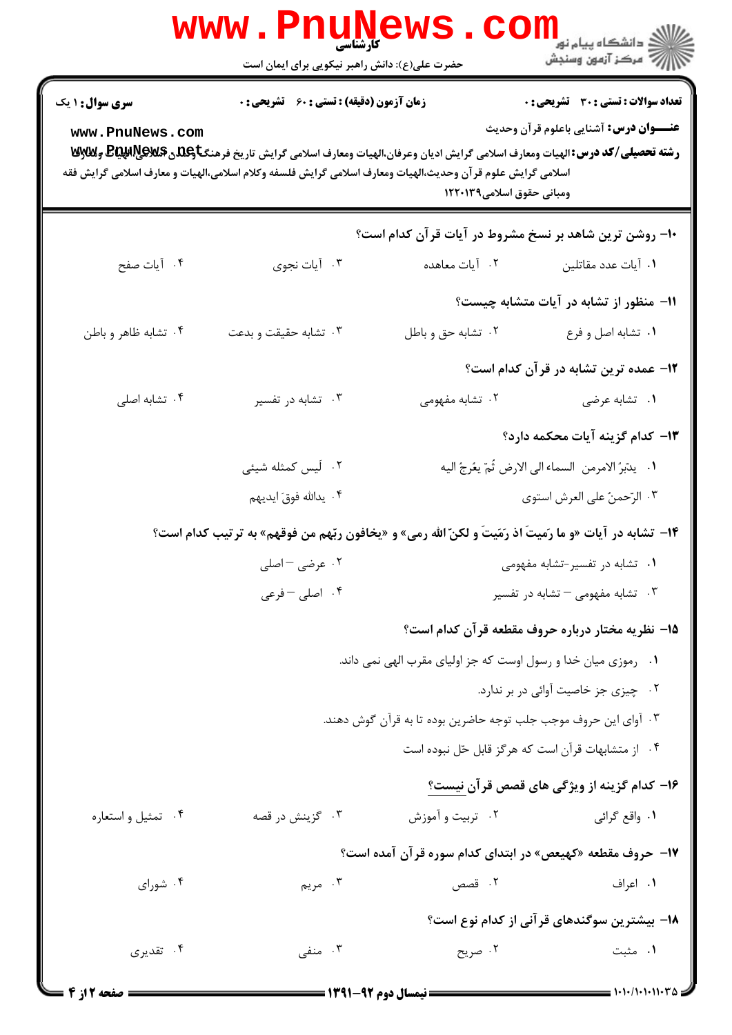**تعداد سوالات : تستی : ۳۰ تشریحی : ۰**
**زمان آزمون (دقیقه) : تستی : ۶۰ تشریحی : ۰**
**سری سوال : ۱ یک**

**عنـــوان درس:** آشنایی باعلوم قرآن وحدیث

**رشته تحصیلی/کد درس:** الهیات ومعارف اسلامی گرایش ادیان وعرفان،الهیات ومعارف اسلامی گرایش تاریخ فرهنگ وتمدن اسلامی،الهیات ومعارف اسلامی گرایش علوم قرآن وحدیث،الهیات ومعارف اسلامی گرایش فلسفه وکلام اسلامی،الهیات و معارف اسلامی گرایش فقه ومبانی حقوق اسلامی۱۲۲۰۱۳۹

**۱۰- روشن ترین شاهد بر نسخ مشروط در آیات قرآن کدام است؟**

۱. آیات عدد مقاتلین
۲. آیات معاهده
۳. آیات نجوی
۴. آیات صفح

**۱۱- منظور از تشابه در آیات متشابه چیست؟**

۱. تشابه اصل و فرع
۲. تشابه حق و باطل
۳. تشابه حقیقت و بدعت
۴. تشابه ظاهر و باطن

**۱۲- عمده ترین تشابه در قرآن کدام است؟**

۱. تشابه عرضی
۲. تشابه مفهومی
۳. تشابه در تفسیر
۴. تشابه اصلی

**۱۳- کدام گزینه آیات محکمه دارد؟**

۱. یدبّرُ الامرمن السماء الی الارض ثُمّ یعْرجُ الیه
۲. لَیس کمثله شیئی
۳. الرّحمنُ علی العرش استوی
۴. یدالله فوقَ ایدیهم

**۱۴- تشابه در آیات «و ما رَمیتَ اذ رَمَیتَ و لکنّ الله رمی» و «یخافون ربّهم من فوقهم» به ترتیب کدام است؟**

۱. تشابه در تفسیر-تشابه مفهومی
۲. عرضی – اصلی
۳. تشابه مفهومی – تشابه در تفسیر
۴. اصلی – فرعی

**۱۵- نظریه مختار درباره حروف مقطعه قرآن کدام است؟**

۱. رموزی میان خدا و رسول اوست که جز اولیای مقرب الهی نمی داند.
۲. چیزی جز خاصیت آوائی در بر ندارد.
۳. آوای این حروف موجب جلب توجه حاضرین بوده تا به قرآن گوش دهند.
۴. از متشابهات قرآن است که هرگز قابل حل نبوده است

**۱۶- کدام گزینه از ویژگی های قصص قرآن نیست؟**

۱. واقع گرائی
۲. تربیت و آموزش
۳. گزینش در قصه
۴. تمثیل و استعاره

**۱۷- حروف مقطعه «کهیعص» در ابتدای کدام سوره قرآن آمده است؟**

۱. اعراف
۲. قصص
۳. مریم
۴. شورای

**۱۸- بیشترین سوگندهای قرآنی از کدام نوع است؟**

۱. مثبت
۲. صریح
۳. منفی
۴. تقدیری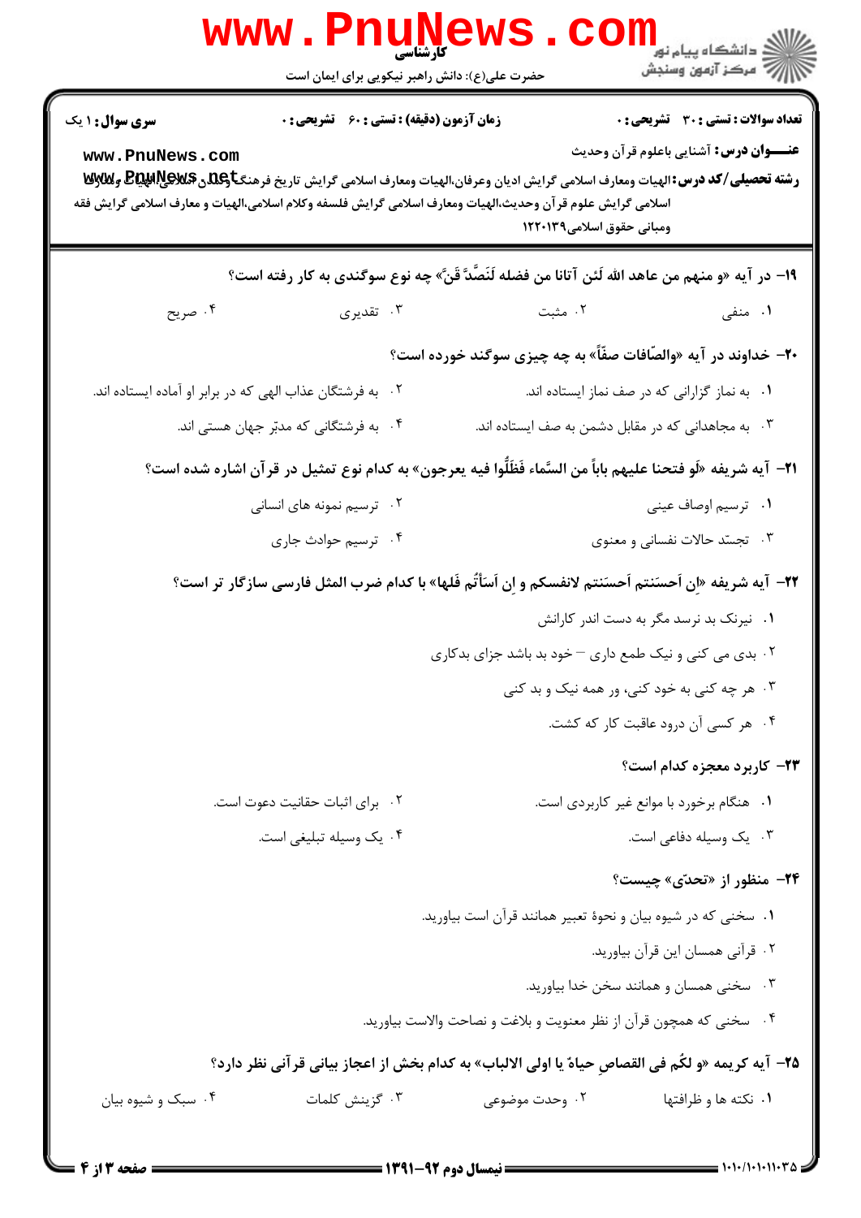**سری سوال:** ۱ یک

**زمان آزمون (دقیقه) : تستی :** ۶۰ **تشریحی :** ۰

**تعداد سوالات : تستی :** ۳۰ **تشریحی :** ۰

**عنـــوان درس:** آشنایی باعلوم قرآن وحدیث

**رشته تحصیلی/کد درس:** الهیات ومعارف اسلامی گرایش ادیان وعرفان،الهیات ومعارف اسلامی گرایش تاریخ فرهنگ وتمدن اسلامی،الهیات ومعارف اسلامی گرایش علوم قرآن وحدیث،الهیات ومعارف اسلامی گرایش فلسفه وکلام اسلامی،الهیات و معارف اسلامی گرایش فقه ومبانی حقوق اسلامی۱۲۲۰۱۳۹

**۱۹- در آیه «و منهم من عاهد الله لَئن آتانا من فضله لَنَصَّدَّ قَنَّ» چه نوع سوگندی به کار رفته است؟**

۱. منفی
۲. مثبت
۳. تقدیری
۴. صریح

**۲۰- خداوند در آیه «والصّافات صفّاً» به چه چیزی سوگند خورده است؟**

۱. به نماز گزارانی که در صف نماز ایستاده اند.
۲. به فرشتگان عذاب الهی که در برابر او آماده ایستاده اند.
۳. به مجاهدانی که در مقابل دشمن به صف ایستاده اند.
۴. به فرشتگانی که مدبّر جهان هستی اند.

**۲۱- آیه شریفه «لَو فتحنا علیهم باباً من السَّماء فَظَلُّوا فیه یعرجون» به کدام نوع تمثیل در قرآن اشاره شده است؟**

۱. ترسیم اوصاف عینی
۲. ترسیم نمونه های انسانی
۳. تجسّد حالات نفسانی و معنوی
۴. ترسیم حوادث جاری

**۲۲- آیه شریفه «اِن اَحسَنتم اَحسَنتم لانفسکم و اِن اَسَأتُم فَلها» با کدام ضرب المثل فارسی سازگار تر است؟**

۱. نیرنگ بد نرسد مگر به دست اندر کارانش
۲. بدی می کنی و نیک طمع داری – خود بد باشد جزای بدکاری
۳. هر چه کنی به خود کنی، ور همه نیک و بد کنی
۴. هر کسی آن درود عاقبت کار که کشت.

**۲۳- کاربرد معجزه کدام است؟**

۱. هنگام برخورد با موانع غیر کاربردی است.
۲. برای اثبات حقانیت دعوت است.
۳. یک وسیله دفاعی است.
۴. یک وسیله تبلیغی است.

**۲۴- منظور از «تحدّی» چیست؟**

۱. سخنی که در شیوه بیان و نحوهٔ تعبیر همانند قرآن است بیاورید.
۲. قرآنی همسان این قرآن بیاورید.
۳. سخنی همسان و همانند سخن خدا بیاورید.
۴. سخنی که همچون قرآن از نظر معنویت و بلاغت و نصاحت والاست بیاورید.

**۲۵- آیه کریمه «و لکُم فی القصاصِ حیاةٌ یا اولی الالباب» به کدام بخش از اعجاز بیانی قرآنی نظر دارد؟**

۱. نکته ها و ظرافتها
۲. وحدت موضوعی
۳. گزینش کلمات
۴. سبک و شیوه بیان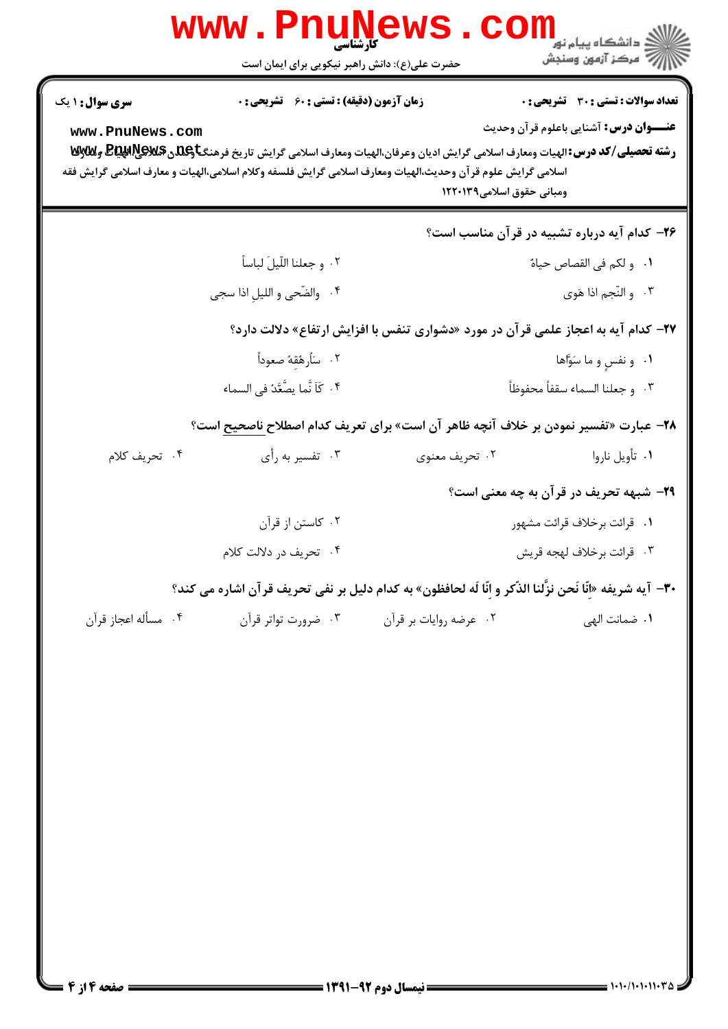۲۶- کدام آیه درباره تشبیه در قرآن مناسب است؟

۱. و لکم فی القصاص حیاة

۲. و جعلنا اللّیلَ لباساً

۳. و النّجم اذا هَوی

۴. والضّحی و اللیلِ اذا سجی

۲۷- کدام آیه به اعجاز علمی قرآن در مورد «دشواری تنفس با افزایش ارتفاع» دلالت دارد؟

۱. و نفسٍ و ما سَوّاها

۲. سأُرهِقهُ صعوداً

۳. و جعلنا السماء سقفاً محفوظاً

۴. کَاَنَّما یصَّعَّدُ فی السماء

۲۸- عبارت «تفسیر نمودن بر خلاف آنچه ظاهر آن است» برای تعریف کدام اصطلاح ناصحیح است؟

۱. تأویل ناروا

۲. تحریف معنوی

۳. تفسیر به رأی

۴. تحریف کلام

۲۹- شبهه تحریف در قرآن به چه معنی است؟

۱. قرائت برخلاف قرائت مشهور

۲. کاستن از قرآن

۳. قرائت برخلاف لهجه قریش

۴. تحریف در دلالت کلام

۳۰- آیه شریفه «اِنّا نَحن نزَّلنا الذّکر و اِنّا لَه لحافظون» به کدام دلیل بر نفی تحریف قرآن اشاره می کند؟

۱. ضمانت الهی

۲. عرضه روایات بر قرآن

۳. ضرورت تواتر قرآن

۴. مسأله اعجاز قرآن